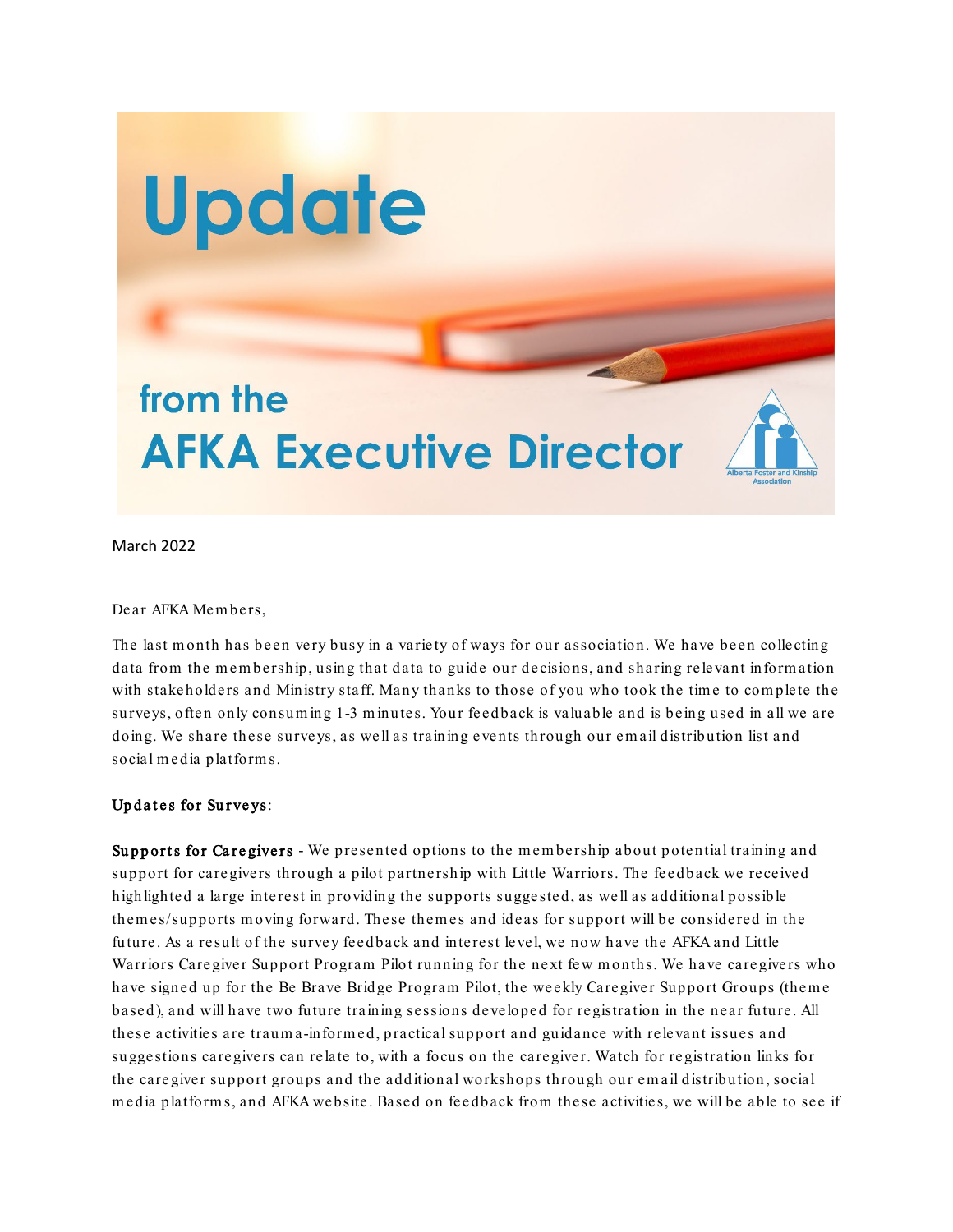# Update

## from the AFKA Executive Director

March 2022

Dear AFKA Members,

The last month has been very busy in a variety of ways for our association. We have been collecting data from the membership, using that data to guide our decisions, and sharing relevant information with stakeholders and Ministry staff. Many thanks to those of you who took the time to complete the surveys, often only consuming 1-3 minutes. Your feedback is valuable and is being used in all we are doing. We share these surveys, as well as training events through our email distribution list and social media platforms.

<u>Updates for Surveys</u>:

**Supports for Caregivers** - We presented options to the membership about potential training and support for caregivers through a pilot partnership with Little Warriors. The feedback we received highlighted a large interest in providing the supports suggested, as well as additional possible themes/supports moving forward. These themes and ideas for support will be considered in the future. As a result of the survey feedback and interest level, we now have the AFKA and Little Warriors Caregiver Support Program Pilot running for the next few months. We have caregivers who have signed up for the Be Brave Bridge Program Pilot, the weekly Caregiver Support Groups (theme based), and will have two future training sessions developed for registration in the near future. All these activities are trauma-informed, practical support and guidance with relevant issues and suggestions caregivers can relate to, with a focus on the caregiver. Watch for registration links for the caregiver support groups and the additional workshops through our email distribution, social media platforms, and AFKA website. Based on feedback from these activities, we will be able to see if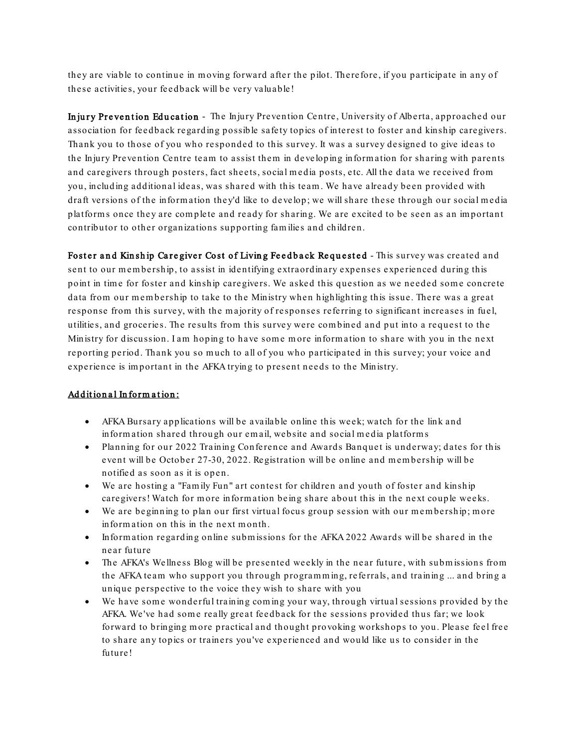they are viable to continue in moving forward after the pilot. Therefore, if you participate in any of these activities, your feedback will be very valuable!

**Injury Prevention Education** - The Injury Prevention Centre, University of Alberta, approached our association for feedback regarding possible safety topics of interest to foster and kinship caregivers. Thank you to those of you who responded to this survey. It was a survey designed to give ideas to the Injury Prevention Centre team to assist them in developing information for sharing with parents and caregivers through posters, fact sheets, social media posts, etc. All the data we received from you, including additional ideas, was shared with this team. We have already been provided with draft versions of the information they'd like to develop; we will share these through our social media platforms once they are complete and ready for sharing. We are excited to be seen as an important contributor to other organizations supporting families and children.

**Foster and Kinship Caregiver Cost of Living Feedback Requested** - This survey was created and sent to our membership, to assist in identifying extraordinary expenses experienced during this point in time for foster and kinship caregivers. We asked this question as we needed some concrete data from our membership to take to the Ministry when highlighting this issue. There was a great response from this survey, with the majority of responses referring to significant increases in fuel, utilities, and groceries. The results from this survey were combined and put into a request to the Ministry for discussion. I am hoping to have some more information to share with you in the next reporting period. Thank you so much to all of you who participated in this survey; your voice and experience is important in the AFKA trying to present needs to the Ministry.

**Additional Information:**

- AFKA Bursary applications will be available online this week; watch for the link and information shared through our email, website and social media platforms
- Planning for our 2022 Training Conference and Awards Banquet is underway; dates for this event will be October 27-30, 2022. Registration will be online and membership will be notified as soon as it is open.
- We are hosting a "Family Fun" art contest for children and youth of foster and kinship caregivers! Watch for more information being share about this in the next couple weeks.
- We are beginning to plan our first virtual focus group session with our membership; more information on this in the next month.
- Information regarding online submissions for the AFKA 2022 Awards will be shared in the near future
- The AFKA's Wellness Blog will be presented weekly in the near future, with submissions from the AFKA team who support you through programming, referrals, and training ... and bring a unique perspective to the voice they wish to share with you
- We have some wonderful training coming your way, through virtual sessions provided by the AFKA. We've had some really great feedback for the sessions provided thus far; we look forward to bringing more practical and thought provoking workshops to you. Please feel free to share any topics or trainers you've experienced and would like us to consider in the future!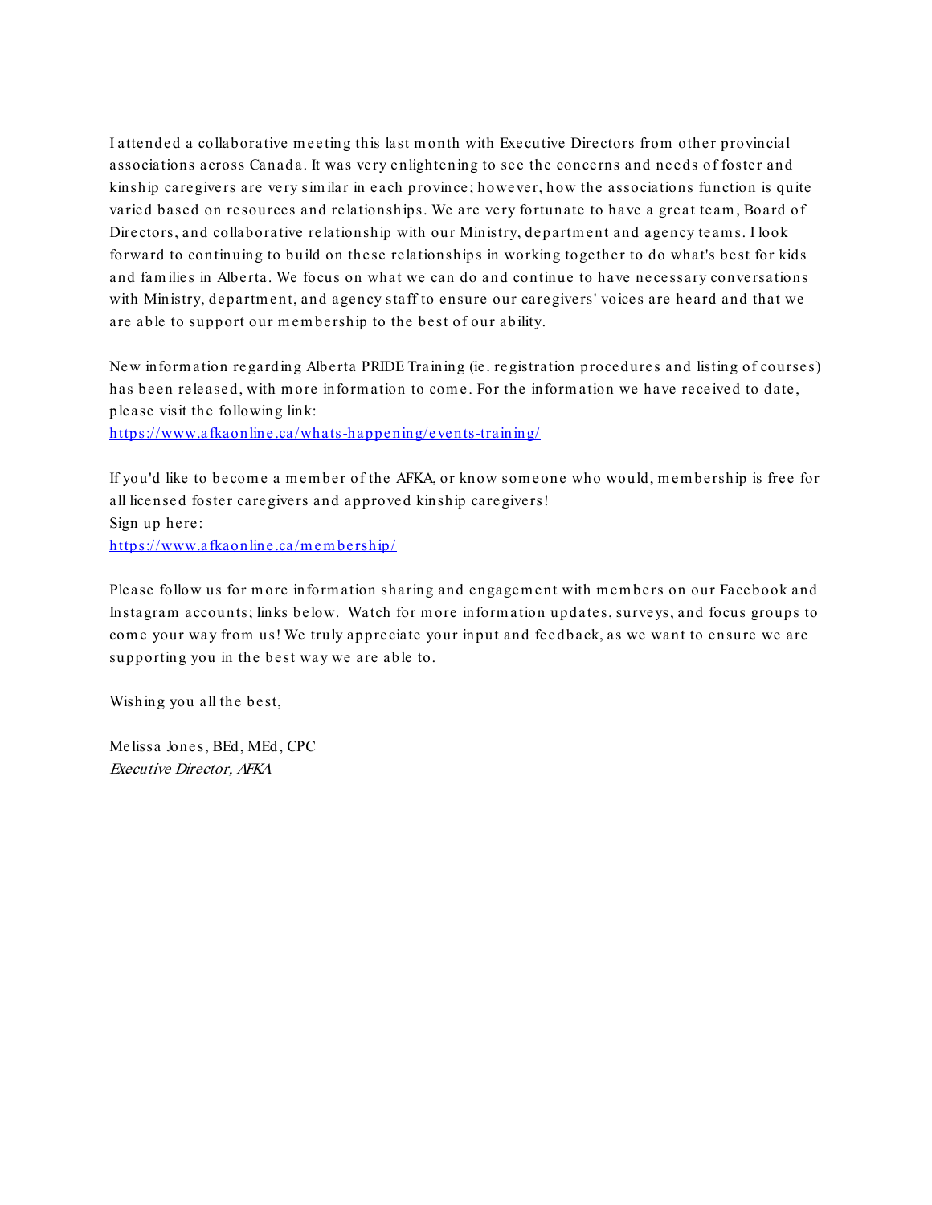I attended a collaborative meeting this last month with Executive Directors from other provincial associations across Canada. It was very enlightening to see the concerns and needs of foster and kinship caregivers are very similar in each province; however, how the associations function is quite varied based on resources and relationships. We are very fortunate to have a great team, Board of Directors, and collaborative relationship with our Ministry, department and agency teams. I look forward to continuing to build on these relationships in working together to do what's best for kids and families in Alberta. We focus on what we <u>can</u> do and continue to have necessary conversations with Ministry, department, and agency staff to ensure our caregivers' voices are heard and that we are able to support our membership to the best of our ability.

New information regarding Alberta PRIDE Training (ie. registration procedures and listing of courses) has been released, with more information to come. For the information we have received to date, please visit the following link:
https://www.afkaonline.ca/whats-happening/events-training/

If you'd like to become a member of the AFKA, or know someone who would, membership is free for all licensed foster caregivers and approved kinship caregivers!
Sign up here:
https://www.afkaonline.ca/membership/

Please follow us for more information sharing and engagement with members on our Facebook and Instagram accounts; links below. Watch for more information updates, surveys, and focus groups to come your way from us! We truly appreciate your input and feedback, as we want to ensure we are supporting you in the best way we are able to.

Wishing you all the best,

Melissa Jones, BEd, MEd, CPC
*Executive Director, AFKA*